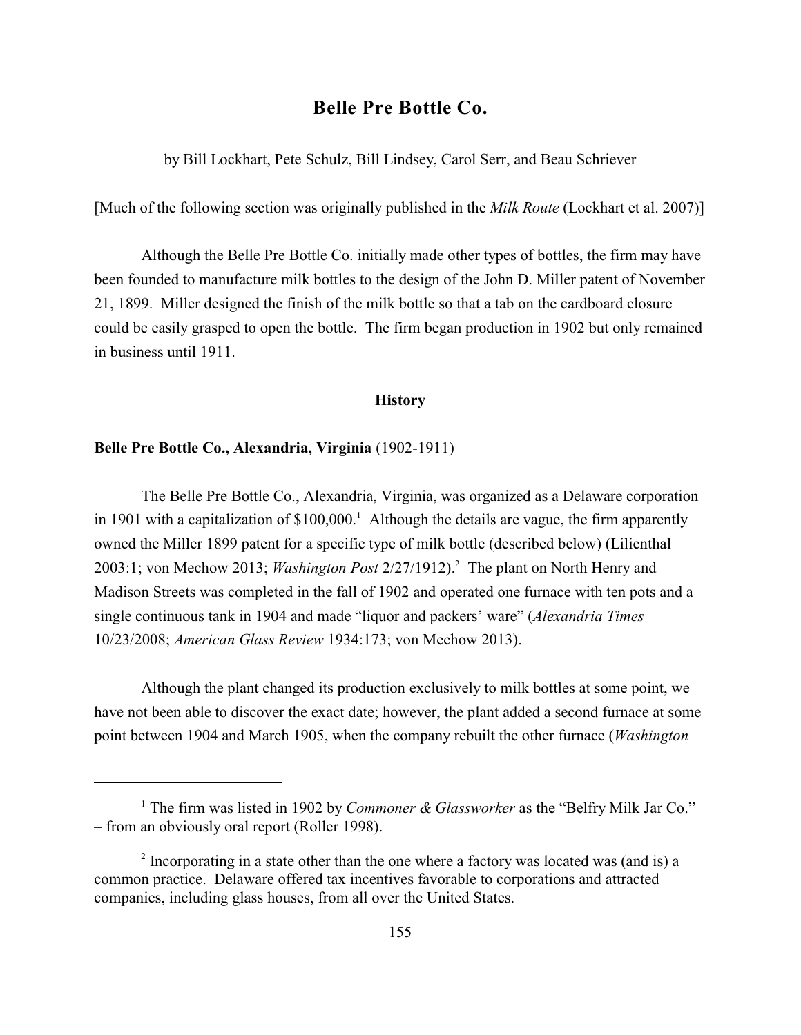# Belle Pre Bottle Co.

by Bill Lockhart, Pete Schulz, Bill Lindsey, Carol Serr, and Beau Schriever

[Much of the following section was originally published in the *Milk Route* (Lockhart et al. 2007)]

Although the Belle Pre Bottle Co. initially made other types of bottles, the firm may have been founded to manufacture milk bottles to the design of the John D. Miller patent of November 21, 1899. Miller designed the finish of the milk bottle so that a tab on the cardboard closure could be easily grasped to open the bottle. The firm began production in 1902 but only remained in business until 1911.

## History

### Belle Pre Bottle Co., Alexandria, Virginia (1902-1911)

The Belle Pre Bottle Co., Alexandria, Virginia, was organized as a Delaware corporation in 1901 with a capitalization of $100,000.[1] Although the details are vague, the firm apparently owned the Miller 1899 patent for a specific type of milk bottle (described below) (Lilienthal 2003:1; von Mechow 2013; *Washington Post* 2/27/1912).[2] The plant on North Henry and Madison Streets was completed in the fall of 1902 and operated one furnace with ten pots and a single continuous tank in 1904 and made "liquor and packers' ware" (*Alexandria Times* 10/23/2008; *American Glass Review* 1934:173; von Mechow 2013).

Although the plant changed its production exclusively to milk bottles at some point, we have not been able to discover the exact date; however, the plant added a second furnace at some point between 1904 and March 1905, when the company rebuilt the other furnace (*Washington*

---

[1] The firm was listed in 1902 by *Commoner & Glassworker* as the "Belfry Milk Jar Co." – from an obviously oral report (Roller 1998).

[2] Incorporating in a state other than the one where a factory was located was (and is) a common practice. Delaware offered tax incentives favorable to corporations and attracted companies, including glass houses, from all over the United States.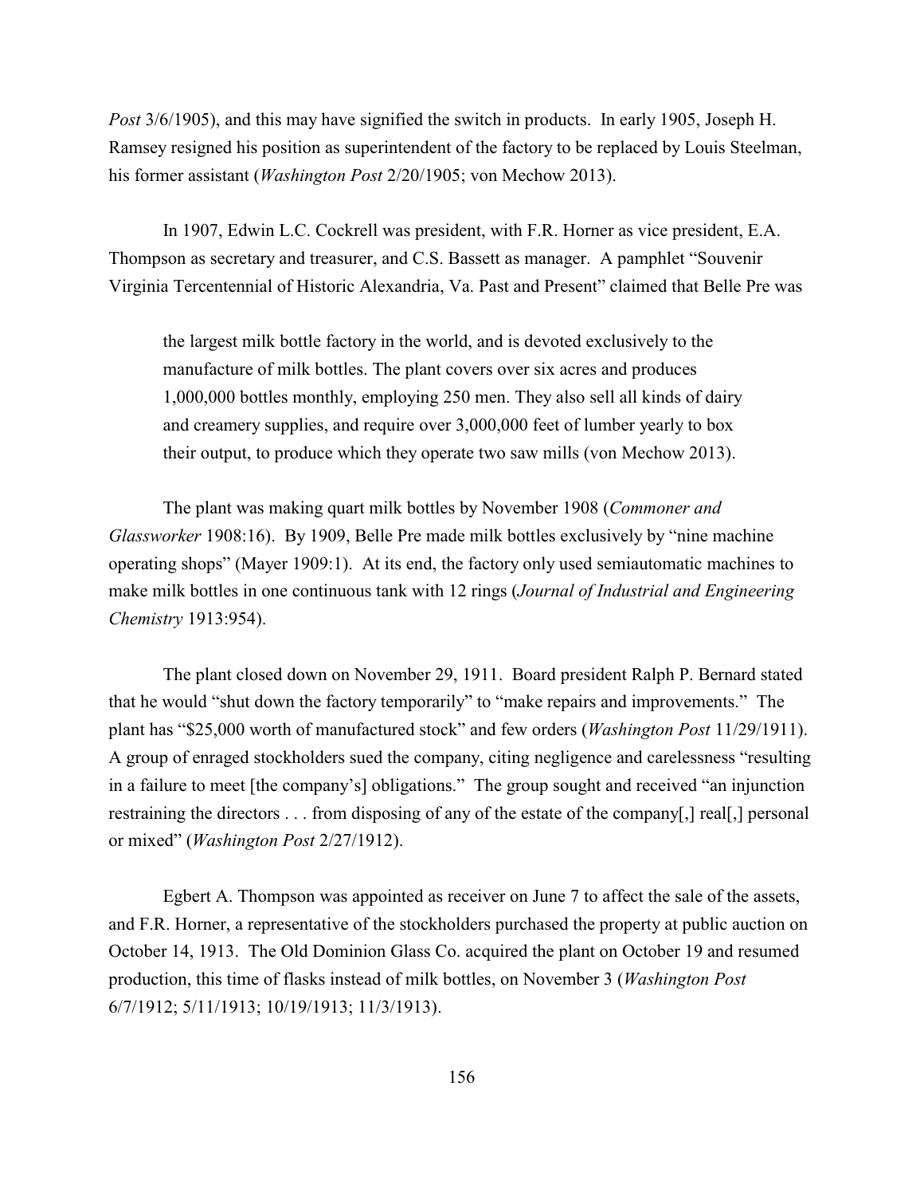*Post* 3/6/1905), and this may have signified the switch in products. In early 1905, Joseph H. Ramsey resigned his position as superintendent of the factory to be replaced by Louis Steelman, his former assistant (*Washington Post* 2/20/1905; von Mechow 2013).

In 1907, Edwin L.C. Cockrell was president, with F.R. Horner as vice president, E.A. Thompson as secretary and treasurer, and C.S. Bassett as manager. A pamphlet "Souvenir Virginia Tercentennial of Historic Alexandria, Va. Past and Present" claimed that Belle Pre was

> the largest milk bottle factory in the world, and is devoted exclusively to the manufacture of milk bottles. The plant covers over six acres and produces 1,000,000 bottles monthly, employing 250 men. They also sell all kinds of dairy and creamery supplies, and require over 3,000,000 feet of lumber yearly to box their output, to produce which they operate two saw mills (von Mechow 2013).

The plant was making quart milk bottles by November 1908 (*Commoner and Glassworker* 1908:16). By 1909, Belle Pre made milk bottles exclusively by "nine machine operating shops" (Mayer 1909:1). At its end, the factory only used semiautomatic machines to make milk bottles in one continuous tank with 12 rings (*Journal of Industrial and Engineering Chemistry* 1913:954).

The plant closed down on November 29, 1911. Board president Ralph P. Bernard stated that he would "shut down the factory temporarily" to "make repairs and improvements." The plant has "$25,000 worth of manufactured stock" and few orders (*Washington Post* 11/29/1911). A group of enraged stockholders sued the company, citing negligence and carelessness "resulting in a failure to meet [the company's] obligations." The group sought and received "an injunction restraining the directors . . . from disposing of any of the estate of the company[,] real[,] personal or mixed" (*Washington Post* 2/27/1912).

Egbert A. Thompson was appointed as receiver on June 7 to affect the sale of the assets, and F.R. Horner, a representative of the stockholders purchased the property at public auction on October 14, 1913. The Old Dominion Glass Co. acquired the plant on October 19 and resumed production, this time of flasks instead of milk bottles, on November 3 (*Washington Post* 6/7/1912; 5/11/1913; 10/19/1913; 11/3/1913).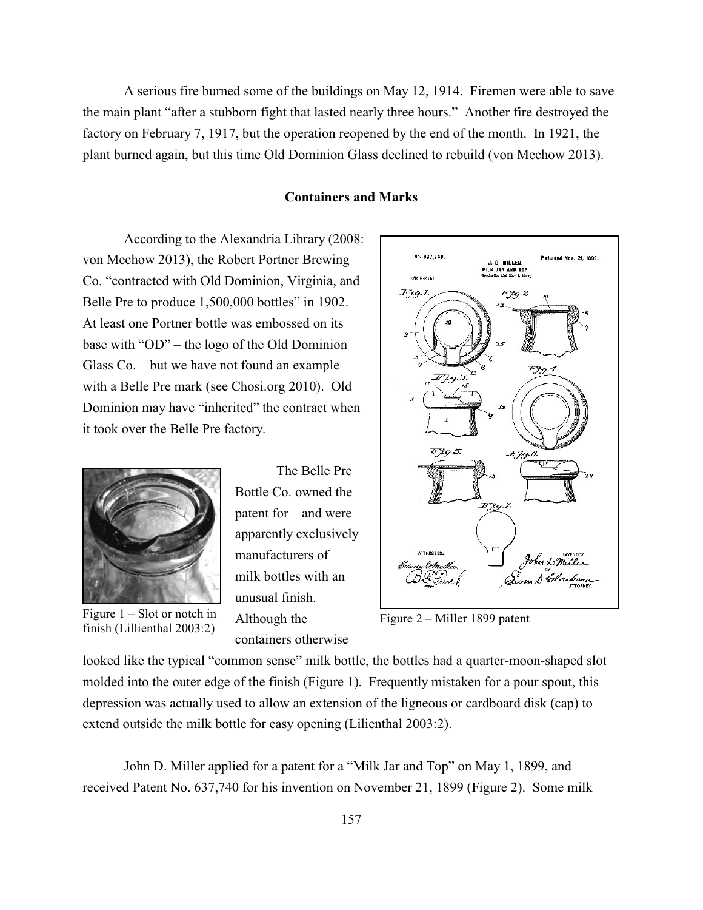A serious fire burned some of the buildings on May 12, 1914. Firemen were able to save the main plant "after a stubborn fight that lasted nearly three hours." Another fire destroyed the factory on February 7, 1917, but the operation reopened by the end of the month. In 1921, the plant burned again, but this time Old Dominion Glass declined to rebuild (von Mechow 2013).

## Containers and Marks

According to the Alexandria Library (2008: von Mechow 2013), the Robert Portner Brewing Co. "contracted with Old Dominion, Virginia, and Belle Pre to produce 1,500,000 bottles" in 1902. At least one Portner bottle was embossed on its base with "OD" – the logo of the Old Dominion Glass Co. – but we have not found an example with a Belle Pre mark (see Chosi.org 2010). Old Dominion may have "inherited" the contract when it took over the Belle Pre factory.

Figure 1 – Slot or notch in finish (Lillienthal 2003:2)

Figure 2 – Miller 1899 patent

The Belle Pre Bottle Co. owned the patent for – and were apparently exclusively manufacturers of – milk bottles with an unusual finish. Although the containers otherwise looked like the typical "common sense" milk bottle, the bottles had a quarter-moon-shaped slot molded into the outer edge of the finish (Figure 1). Frequently mistaken for a pour spout, this depression was actually used to allow an extension of the ligneous or cardboard disk (cap) to extend outside the milk bottle for easy opening (Lilienthal 2003:2).

John D. Miller applied for a patent for a "Milk Jar and Top" on May 1, 1899, and received Patent No. 637,740 for his invention on November 21, 1899 (Figure 2). Some milk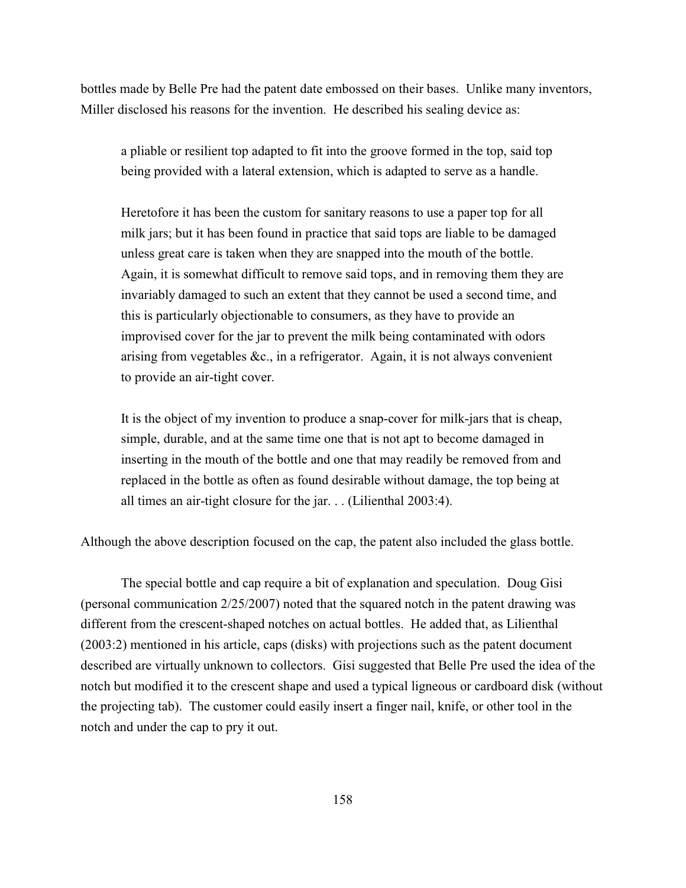bottles made by Belle Pre had the patent date embossed on their bases. Unlike many inventors, Miller disclosed his reasons for the invention. He described his sealing device as:

> a pliable or resilient top adapted to fit into the groove formed in the top, said top being provided with a lateral extension, which is adapted to serve as a handle.
>
> Heretofore it has been the custom for sanitary reasons to use a paper top for all milk jars; but it has been found in practice that said tops are liable to be damaged unless great care is taken when they are snapped into the mouth of the bottle. Again, it is somewhat difficult to remove said tops, and in removing them they are invariably damaged to such an extent that they cannot be used a second time, and this is particularly objectionable to consumers, as they have to provide an improvised cover for the jar to prevent the milk being contaminated with odors arising from vegetables &c., in a refrigerator. Again, it is not always convenient to provide an air-tight cover.
>
> It is the object of my invention to produce a snap-cover for milk-jars that is cheap, simple, durable, and at the same time one that is not apt to become damaged in inserting in the mouth of the bottle and one that may readily be removed from and replaced in the bottle as often as found desirable without damage, the top being at all times an air-tight closure for the jar. . . (Lilienthal 2003:4).

Although the above description focused on the cap, the patent also included the glass bottle.

The special bottle and cap require a bit of explanation and speculation. Doug Gisi (personal communication 2/25/2007) noted that the squared notch in the patent drawing was different from the crescent-shaped notches on actual bottles. He added that, as Lilienthal (2003:2) mentioned in his article, caps (disks) with projections such as the patent document described are virtually unknown to collectors. Gisi suggested that Belle Pre used the idea of the notch but modified it to the crescent shape and used a typical ligneous or cardboard disk (without the projecting tab). The customer could easily insert a finger nail, knife, or other tool in the notch and under the cap to pry it out.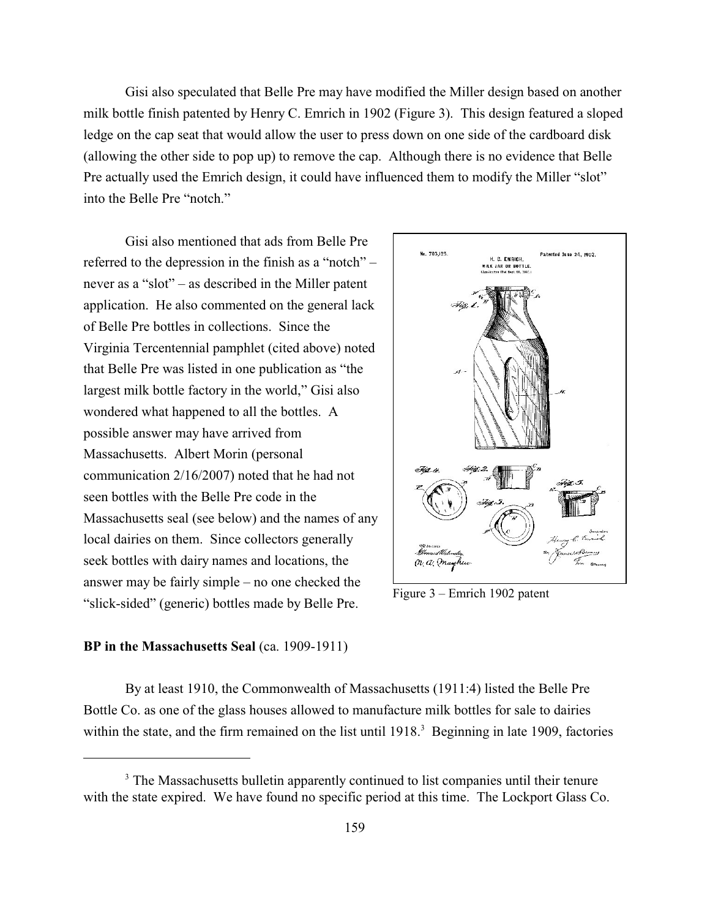Gisi also speculated that Belle Pre may have modified the Miller design based on another milk bottle finish patented by Henry C. Emrich in 1902 (Figure 3). This design featured a sloped ledge on the cap seat that would allow the user to press down on one side of the cardboard disk (allowing the other side to pop up) to remove the cap. Although there is no evidence that Belle Pre actually used the Emrich design, it could have influenced them to modify the Miller "slot" into the Belle Pre "notch."

Gisi also mentioned that ads from Belle Pre referred to the depression in the finish as a "notch" – never as a "slot" – as described in the Miller patent application. He also commented on the general lack of Belle Pre bottles in collections. Since the Virginia Tercentennial pamphlet (cited above) noted that Belle Pre was listed in one publication as "the largest milk bottle factory in the world," Gisi also wondered what happened to all the bottles. A possible answer may have arrived from Massachusetts. Albert Morin (personal communication 2/16/2007) noted that he had not seen bottles with the Belle Pre code in the Massachusetts seal (see below) and the names of any local dairies on them. Since collectors generally seek bottles with dairy names and locations, the answer may be fairly simple – no one checked the "slick-sided" (generic) bottles made by Belle Pre.

Figure 3 – Emrich 1902 patent

**BP in the Massachusetts Seal** (ca. 1909-1911)

By at least 1910, the Commonwealth of Massachusetts (1911:4) listed the Belle Pre Bottle Co. as one of the glass houses allowed to manufacture milk bottles for sale to dairies within the state, and the firm remained on the list until 1918.[3] Beginning in late 1909, factories

[3] The Massachusetts bulletin apparently continued to list companies until their tenure with the state expired. We have found no specific period at this time. The Lockport Glass Co.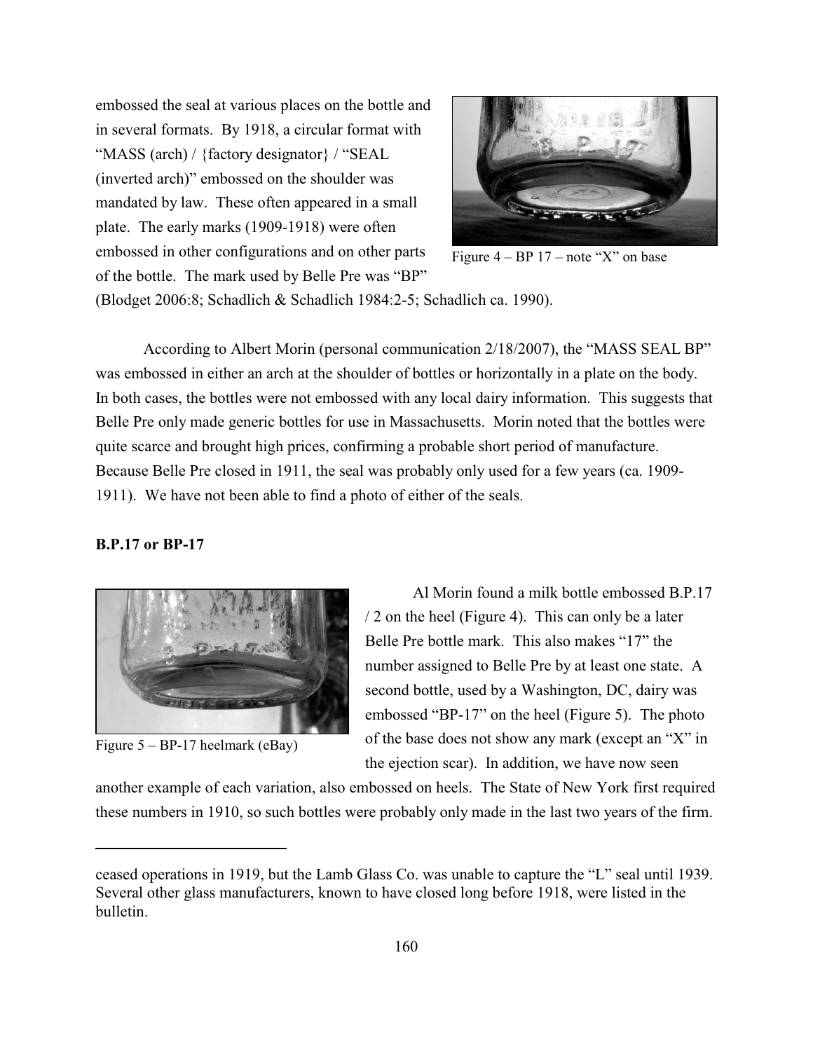embossed the seal at various places on the bottle and in several formats. By 1918, a circular format with "MASS (arch) / {factory designator} / "SEAL (inverted arch)" embossed on the shoulder was mandated by law. These often appeared in a small plate. The early marks (1909-1918) were often embossed in other configurations and on other parts of the bottle. The mark used by Belle Pre was "BP" (Blodget 2006:8; Schadlich & Schadlich 1984:2-5; Schadlich ca. 1990).

Figure 4 – BP 17 – note "X" on base

According to Albert Morin (personal communication 2/18/2007), the "MASS SEAL BP" was embossed in either an arch at the shoulder of bottles or horizontally in a plate on the body. In both cases, the bottles were not embossed with any local dairy information. This suggests that Belle Pre only made generic bottles for use in Massachusetts. Morin noted that the bottles were quite scarce and brought high prices, confirming a probable short period of manufacture. Because Belle Pre closed in 1911, the seal was probably only used for a few years (ca. 1909-1911). We have not been able to find a photo of either of the seals.

**B.P.17 or BP-17**

Figure 5 – BP-17 heelmark (eBay)

Al Morin found a milk bottle embossed B.P.17 / 2 on the heel (Figure 4). This can only be a later Belle Pre bottle mark. This also makes "17" the number assigned to Belle Pre by at least one state. A second bottle, used by a Washington, DC, dairy was embossed "BP-17" on the heel (Figure 5). The photo of the base does not show any mark (except an "X" in the ejection scar). In addition, we have now seen another example of each variation, also embossed on heels. The State of New York first required these numbers in 1910, so such bottles were probably only made in the last two years of the firm.

---

ceased operations in 1919, but the Lamb Glass Co. was unable to capture the "L" seal until 1939. Several other glass manufacturers, known to have closed long before 1918, were listed in the bulletin.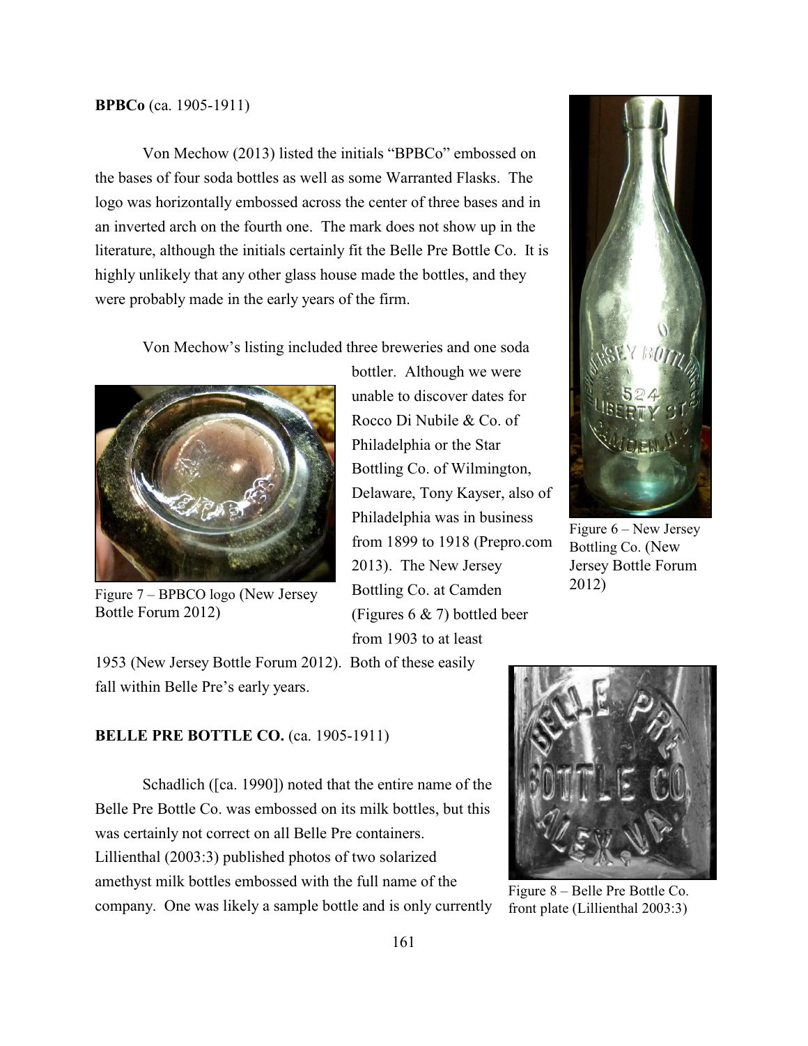**BPBCo** (ca. 1905-1911)

Von Mechow (2013) listed the initials "BPBCo" embossed on the bases of four soda bottles as well as some Warranted Flasks. The logo was horizontally embossed across the center of three bases and in an inverted arch on the fourth one. The mark does not show up in the literature, although the initials certainly fit the Belle Pre Bottle Co. It is highly unlikely that any other glass house made the bottles, and they were probably made in the early years of the firm.

Von Mechow's listing included three breweries and one soda bottler. Although we were unable to discover dates for Rocco Di Nubile & Co. of Philadelphia or the Star Bottling Co. of Wilmington, Delaware, Tony Kayser, also of Philadelphia was in business from 1899 to 1918 (Prepro.com 2013). The New Jersey Bottling Co. at Camden (Figures 6 & 7) bottled beer from 1903 to at least 1953 (New Jersey Bottle Forum 2012). Both of these easily fall within Belle Pre's early years.

Figure 7 – BPBCO logo (New Jersey Bottle Forum 2012)

Figure 6 – New Jersey Bottling Co. (New Jersey Bottle Forum 2012)

**BELLE PRE BOTTLE CO.** (ca. 1905-1911)

Schadlich ([ca. 1990]) noted that the entire name of the Belle Pre Bottle Co. was embossed on its milk bottles, but this was certainly not correct on all Belle Pre containers. Lillienthal (2003:3) published photos of two solarized amethyst milk bottles embossed with the full name of the company. One was likely a sample bottle and is only currently

Figure 8 – Belle Pre Bottle Co. front plate (Lillienthal 2003:3)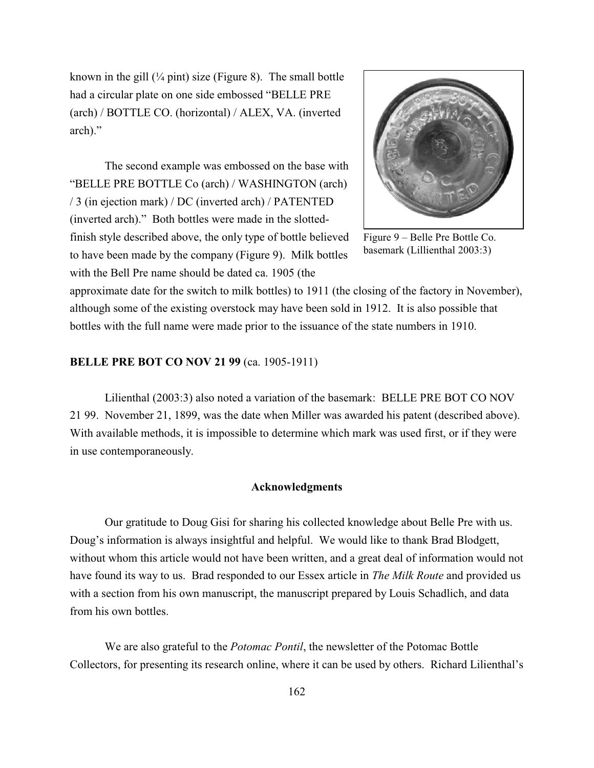known in the gill (¼ pint) size (Figure 8). The small bottle had a circular plate on one side embossed "BELLE PRE (arch) / BOTTLE CO. (horizontal) / ALEX, VA. (inverted arch)."

The second example was embossed on the base with "BELLE PRE BOTTLE Co (arch) / WASHINGTON (arch) / 3 (in ejection mark) / DC (inverted arch) / PATENTED (inverted arch)." Both bottles were made in the slotted-finish style described above, the only type of bottle believed to have been made by the company (Figure 9). Milk bottles with the Bell Pre name should be dated ca. 1905 (the approximate date for the switch to milk bottles) to 1911 (the closing of the factory in November), although some of the existing overstock may have been sold in 1912. It is also possible that bottles with the full name were made prior to the issuance of the state numbers in 1910.

Figure 9 – Belle Pre Bottle Co. basemark (Lillienthal 2003:3)

**BELLE PRE BOT CO NOV 21 99** (ca. 1905-1911)

Lilienthal (2003:3) also noted a variation of the basemark: BELLE PRE BOT CO NOV 21 99. November 21, 1899, was the date when Miller was awarded his patent (described above). With available methods, it is impossible to determine which mark was used first, or if they were in use contemporaneously.

## Acknowledgments

Our gratitude to Doug Gisi for sharing his collected knowledge about Belle Pre with us. Doug's information is always insightful and helpful. We would like to thank Brad Blodgett, without whom this article would not have been written, and a great deal of information would not have found its way to us. Brad responded to our Essex article in *The Milk Route* and provided us with a section from his own manuscript, the manuscript prepared by Louis Schadlich, and data from his own bottles.

We are also grateful to the *Potomac Pontil*, the newsletter of the Potomac Bottle Collectors, for presenting its research online, where it can be used by others. Richard Lilienthal's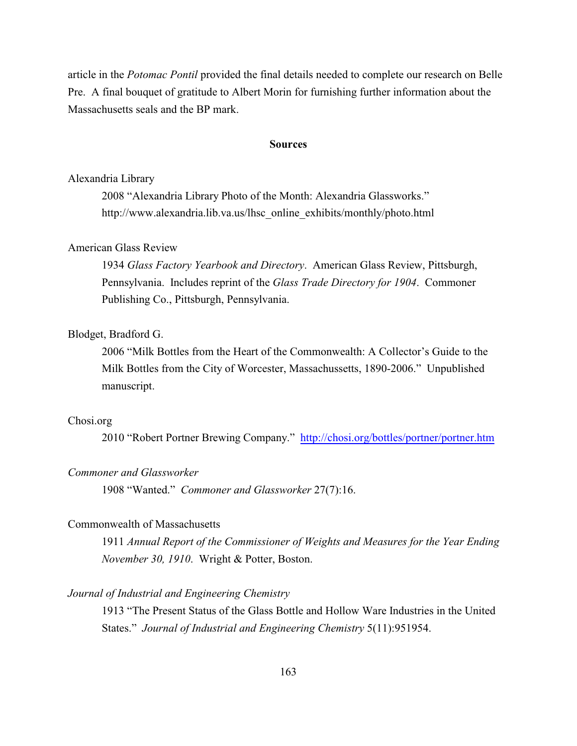article in the *Potomac Pontil* provided the final details needed to complete our research on Belle Pre. A final bouquet of gratitude to Albert Morin for furnishing further information about the Massachusetts seals and the BP mark.

## Sources

Alexandria Library

2008 "Alexandria Library Photo of the Month: Alexandria Glassworks." http://www.alexandria.lib.va.us/lhsc_online_exhibits/monthly/photo.html

American Glass Review

1934 *Glass Factory Yearbook and Directory*. American Glass Review, Pittsburgh, Pennsylvania. Includes reprint of the *Glass Trade Directory for 1904*. Commoner Publishing Co., Pittsburgh, Pennsylvania.

Blodget, Bradford G.

2006 "Milk Bottles from the Heart of the Commonwealth: A Collector's Guide to the Milk Bottles from the City of Worcester, Massachussetts, 1890-2006." Unpublished manuscript.

Chosi.org

2010 "Robert Portner Brewing Company." http://chosi.org/bottles/portner/portner.htm

*Commoner and Glassworker*

1908 "Wanted." *Commoner and Glassworker* 27(7):16.

Commonwealth of Massachusetts

1911 *Annual Report of the Commissioner of Weights and Measures for the Year Ending November 30, 1910*. Wright & Potter, Boston.

*Journal of Industrial and Engineering Chemistry*

1913 "The Present Status of the Glass Bottle and Hollow Ware Industries in the United States." *Journal of Industrial and Engineering Chemistry* 5(11):951954.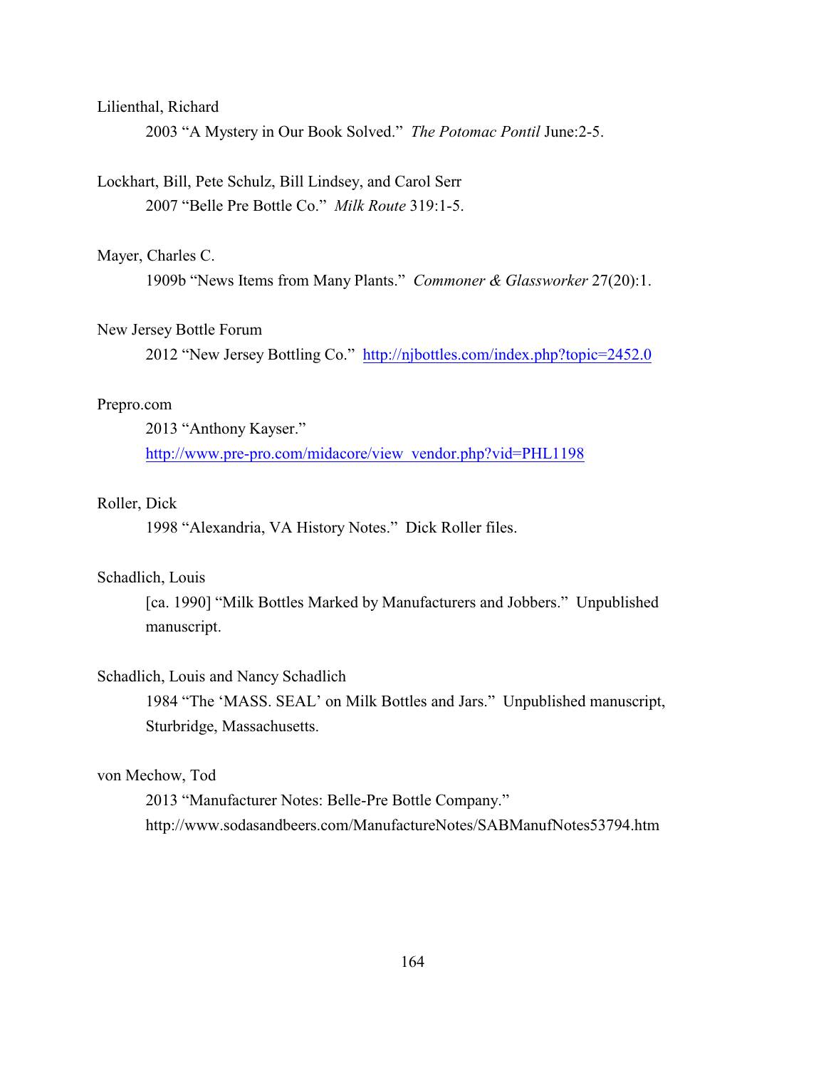Lilienthal, Richard

2003 "A Mystery in Our Book Solved." *The Potomac Pontil* June:2-5.

Lockhart, Bill, Pete Schulz, Bill Lindsey, and Carol Serr

2007 "Belle Pre Bottle Co." *Milk Route* 319:1-5.

Mayer, Charles C.

1909b "News Items from Many Plants." *Commoner & Glassworker* 27(20):1.

New Jersey Bottle Forum

2012 "New Jersey Bottling Co." http://njbottles.com/index.php?topic=2452.0

Prepro.com

2013 "Anthony Kayser."
http://www.pre-pro.com/midacore/view_vendor.php?vid=PHL1198

Roller, Dick

1998 "Alexandria, VA History Notes." Dick Roller files.

Schadlich, Louis

[ca. 1990] "Milk Bottles Marked by Manufacturers and Jobbers." Unpublished manuscript.

Schadlich, Louis and Nancy Schadlich

1984 "The 'MASS. SEAL' on Milk Bottles and Jars." Unpublished manuscript, Sturbridge, Massachusetts.

von Mechow, Tod

2013 "Manufacturer Notes: Belle-Pre Bottle Company."
http://www.sodasandbeers.com/ManufactureNotes/SABManufNotes53794.htm